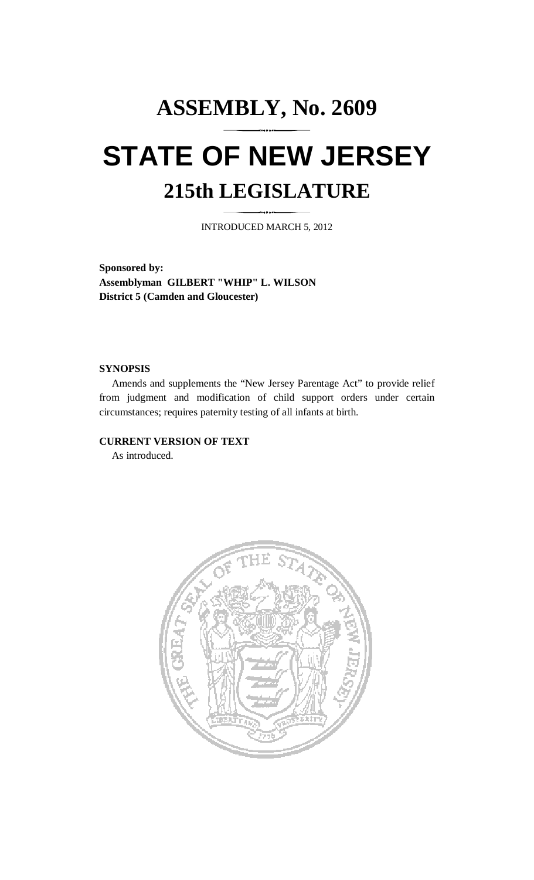# ASSEMBLY, No. 2609

# STATE OF NEW JERSEY

## 215th LEGISLATURE

INTRODUCED MARCH 5, 2012

**Sponsored by:**
**Assemblyman GILBERT "WHIP" L. WILSON**
**District 5 (Camden and Gloucester)**

**SYNOPSIS**

Amends and supplements the "New Jersey Parentage Act" to provide relief from judgment and modification of child support orders under certain circumstances; requires paternity testing of all infants at birth.

**CURRENT VERSION OF TEXT**

As introduced.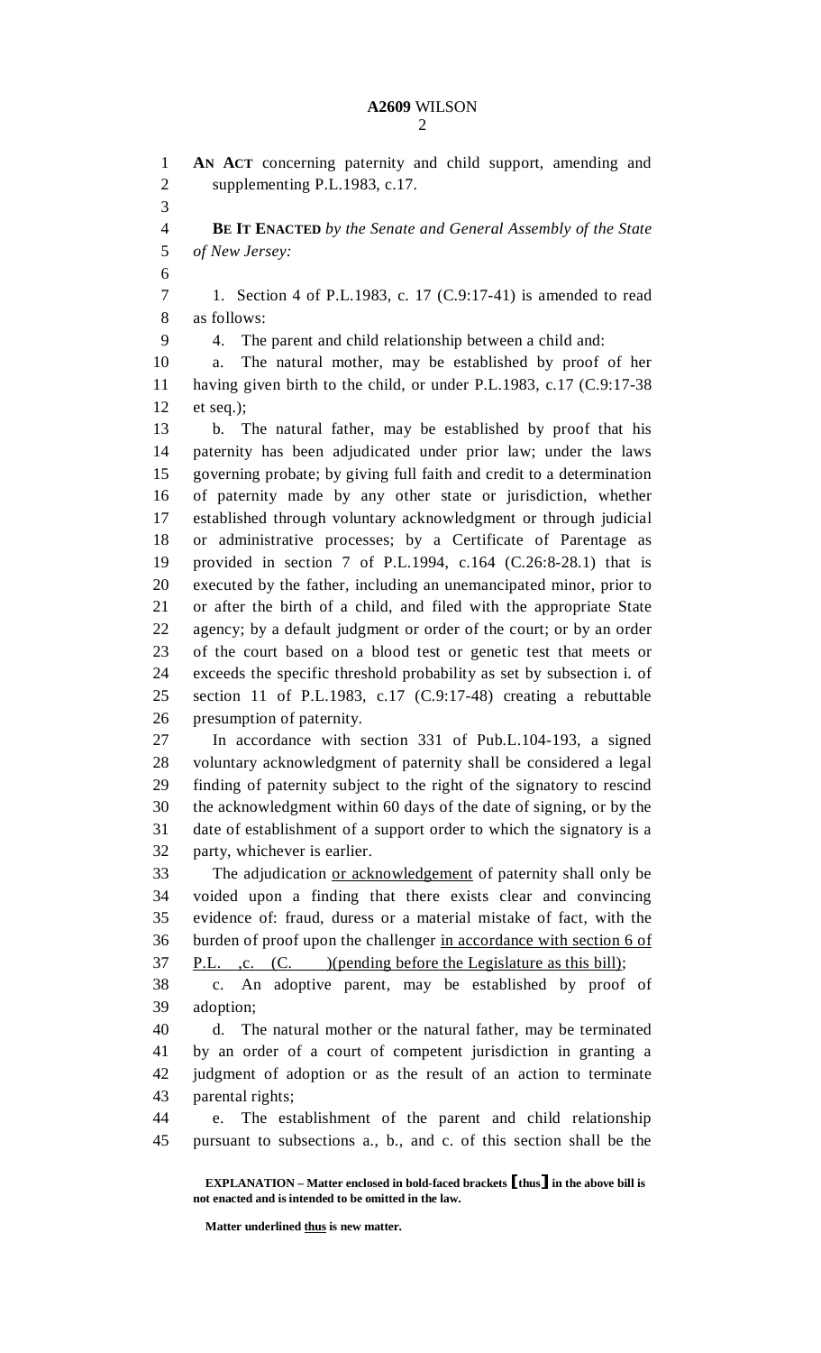**AN ACT** concerning paternity and child support, amending and supplementing P.L.1983, c.17.

**BE IT ENACTED** *by the Senate and General Assembly of the State of New Jersey:*

1. Section 4 of P.L.1983, c. 17 (C.9:17-41) is amended to read as follows:

4. The parent and child relationship between a child and:

a. The natural mother, may be established by proof of her having given birth to the child, or under P.L.1983, c.17 (C.9:17-38 et seq.);

b. The natural father, may be established by proof that his paternity has been adjudicated under prior law; under the laws governing probate; by giving full faith and credit to a determination of paternity made by any other state or jurisdiction, whether established through voluntary acknowledgment or through judicial or administrative processes; by a Certificate of Parentage as provided in section 7 of P.L.1994, c.164 (C.26:8-28.1) that is executed by the father, including an unemancipated minor, prior to or after the birth of a child, and filed with the appropriate State agency; by a default judgment or order of the court; or by an order of the court based on a blood test or genetic test that meets or exceeds the specific threshold probability as set by subsection i. of section 11 of P.L.1983, c.17 (C.9:17-48) creating a rebuttable presumption of paternity.

In accordance with section 331 of Pub.L.104-193, a signed voluntary acknowledgment of paternity shall be considered a legal finding of paternity subject to the right of the signatory to rescind the acknowledgment within 60 days of the date of signing, or by the date of establishment of a support order to which the signatory is a party, whichever is earlier.

The adjudication <u>or acknowledgement</u> of paternity shall only be voided upon a finding that there exists clear and convincing evidence of: fraud, duress or a material mistake of fact, with the burden of proof upon the challenger <u>in accordance with section 6 of P.L. ,c. (C. )(pending before the Legislature as this bill)</u>;

c. An adoptive parent, may be established by proof of adoption;

d. The natural mother or the natural father, may be terminated by an order of a court of competent jurisdiction in granting a judgment of adoption or as the result of an action to terminate parental rights;

e. The establishment of the parent and child relationship pursuant to subsections a., b., and c. of this section shall be the

**EXPLANATION – Matter enclosed in bold-faced brackets [thus] in the above bill is not enacted and is intended to be omitted in the law.**

**Matter underlined <u>thus</u> is new matter.**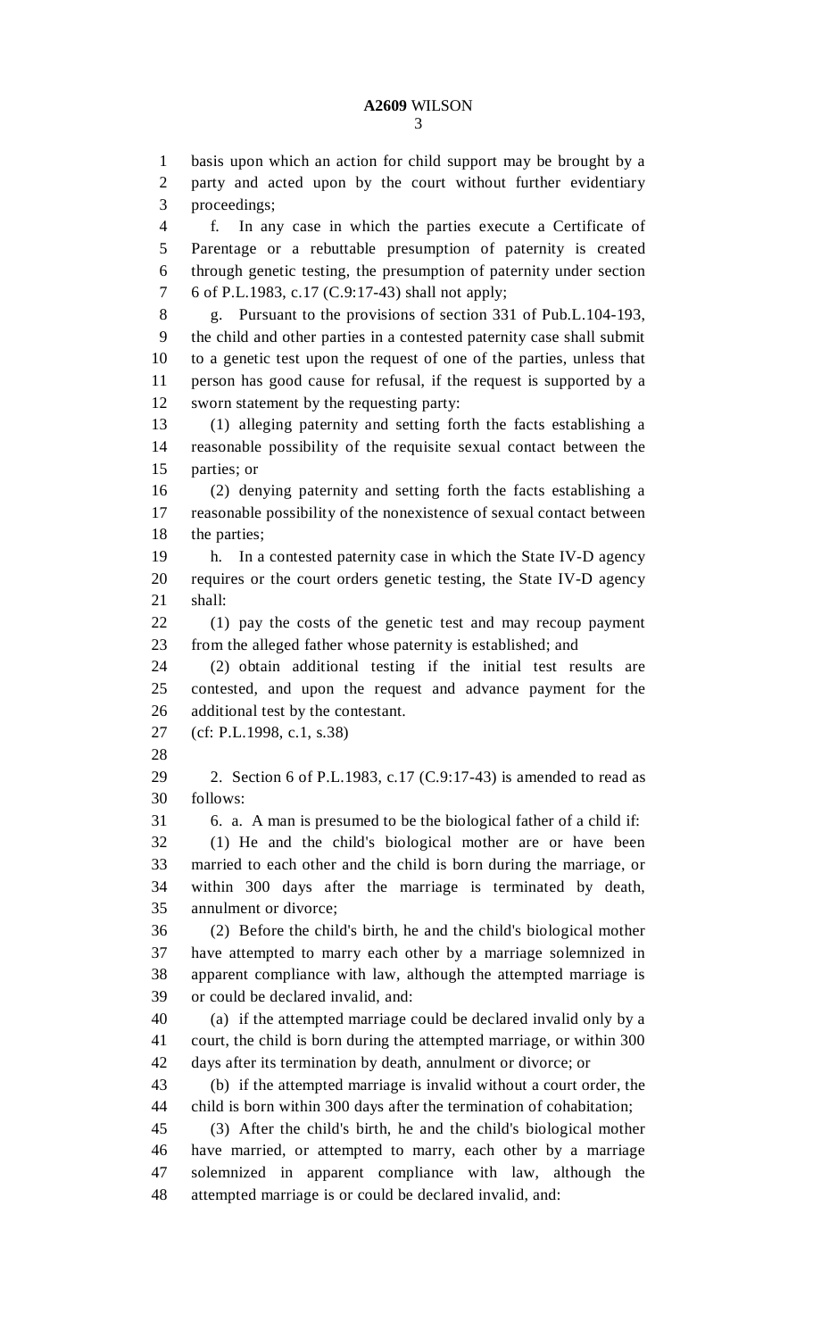basis upon which an action for child support may be brought by a party and acted upon by the court without further evidentiary proceedings;

f. In any case in which the parties execute a Certificate of Parentage or a rebuttable presumption of paternity is created through genetic testing, the presumption of paternity under section 6 of P.L.1983, c.17 (C.9:17-43) shall not apply;

g. Pursuant to the provisions of section 331 of Pub.L.104-193, the child and other parties in a contested paternity case shall submit to a genetic test upon the request of one of the parties, unless that person has good cause for refusal, if the request is supported by a sworn statement by the requesting party:

(1) alleging paternity and setting forth the facts establishing a reasonable possibility of the requisite sexual contact between the parties; or

(2) denying paternity and setting forth the facts establishing a reasonable possibility of the nonexistence of sexual contact between the parties;

h. In a contested paternity case in which the State IV-D agency requires or the court orders genetic testing, the State IV-D agency shall:

(1) pay the costs of the genetic test and may recoup payment from the alleged father whose paternity is established; and

(2) obtain additional testing if the initial test results are contested, and upon the request and advance payment for the additional test by the contestant.

(cf: P.L.1998, c.1, s.38)

2. Section 6 of P.L.1983, c.17 (C.9:17-43) is amended to read as follows:

6. a. A man is presumed to be the biological father of a child if:

(1) He and the child's biological mother are or have been married to each other and the child is born during the marriage, or within 300 days after the marriage is terminated by death, annulment or divorce;

(2) Before the child's birth, he and the child's biological mother have attempted to marry each other by a marriage solemnized in apparent compliance with law, although the attempted marriage is or could be declared invalid, and:

(a) if the attempted marriage could be declared invalid only by a court, the child is born during the attempted marriage, or within 300 days after its termination by death, annulment or divorce; or

(b) if the attempted marriage is invalid without a court order, the child is born within 300 days after the termination of cohabitation;

(3) After the child's birth, he and the child's biological mother have married, or attempted to marry, each other by a marriage solemnized in apparent compliance with law, although the attempted marriage is or could be declared invalid, and: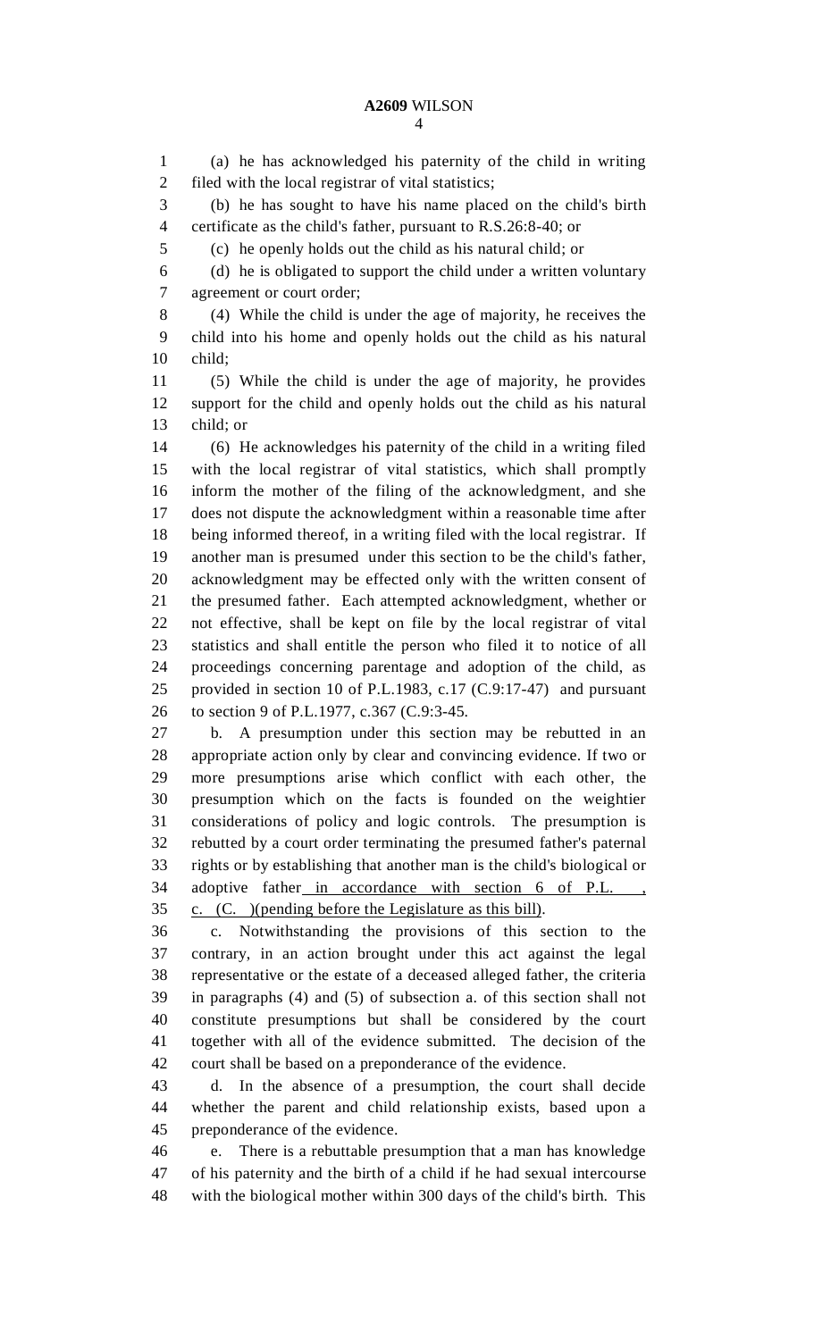(a) he has acknowledged his paternity of the child in writing filed with the local registrar of vital statistics;

(b) he has sought to have his name placed on the child's birth certificate as the child's father, pursuant to R.S.26:8-40; or

(c) he openly holds out the child as his natural child; or

(d) he is obligated to support the child under a written voluntary agreement or court order;

(4) While the child is under the age of majority, he receives the child into his home and openly holds out the child as his natural child;

(5) While the child is under the age of majority, he provides support for the child and openly holds out the child as his natural child; or

(6) He acknowledges his paternity of the child in a writing filed with the local registrar of vital statistics, which shall promptly inform the mother of the filing of the acknowledgment, and she does not dispute the acknowledgment within a reasonable time after being informed thereof, in a writing filed with the local registrar. If another man is presumed under this section to be the child's father, acknowledgment may be effected only with the written consent of the presumed father. Each attempted acknowledgment, whether or not effective, shall be kept on file by the local registrar of vital statistics and shall entitle the person who filed it to notice of all proceedings concerning parentage and adoption of the child, as provided in section 10 of P.L.1983, c.17 (C.9:17-47) and pursuant to section 9 of P.L.1977, c.367 (C.9:3-45.

b. A presumption under this section may be rebutted in an appropriate action only by clear and convincing evidence. If two or more presumptions arise which conflict with each other, the presumption which on the facts is founded on the weightier considerations of policy and logic controls. The presumption is rebutted by a court order terminating the presumed father's paternal rights or by establishing that another man is the child's biological or adoptive father in accordance with section 6 of P.L. , c. (C. )(pending before the Legislature as this bill).

c. Notwithstanding the provisions of this section to the contrary, in an action brought under this act against the legal representative or the estate of a deceased alleged father, the criteria in paragraphs (4) and (5) of subsection a. of this section shall not constitute presumptions but shall be considered by the court together with all of the evidence submitted. The decision of the court shall be based on a preponderance of the evidence.

d. In the absence of a presumption, the court shall decide whether the parent and child relationship exists, based upon a preponderance of the evidence.

e. There is a rebuttable presumption that a man has knowledge of his paternity and the birth of a child if he had sexual intercourse with the biological mother within 300 days of the child's birth. This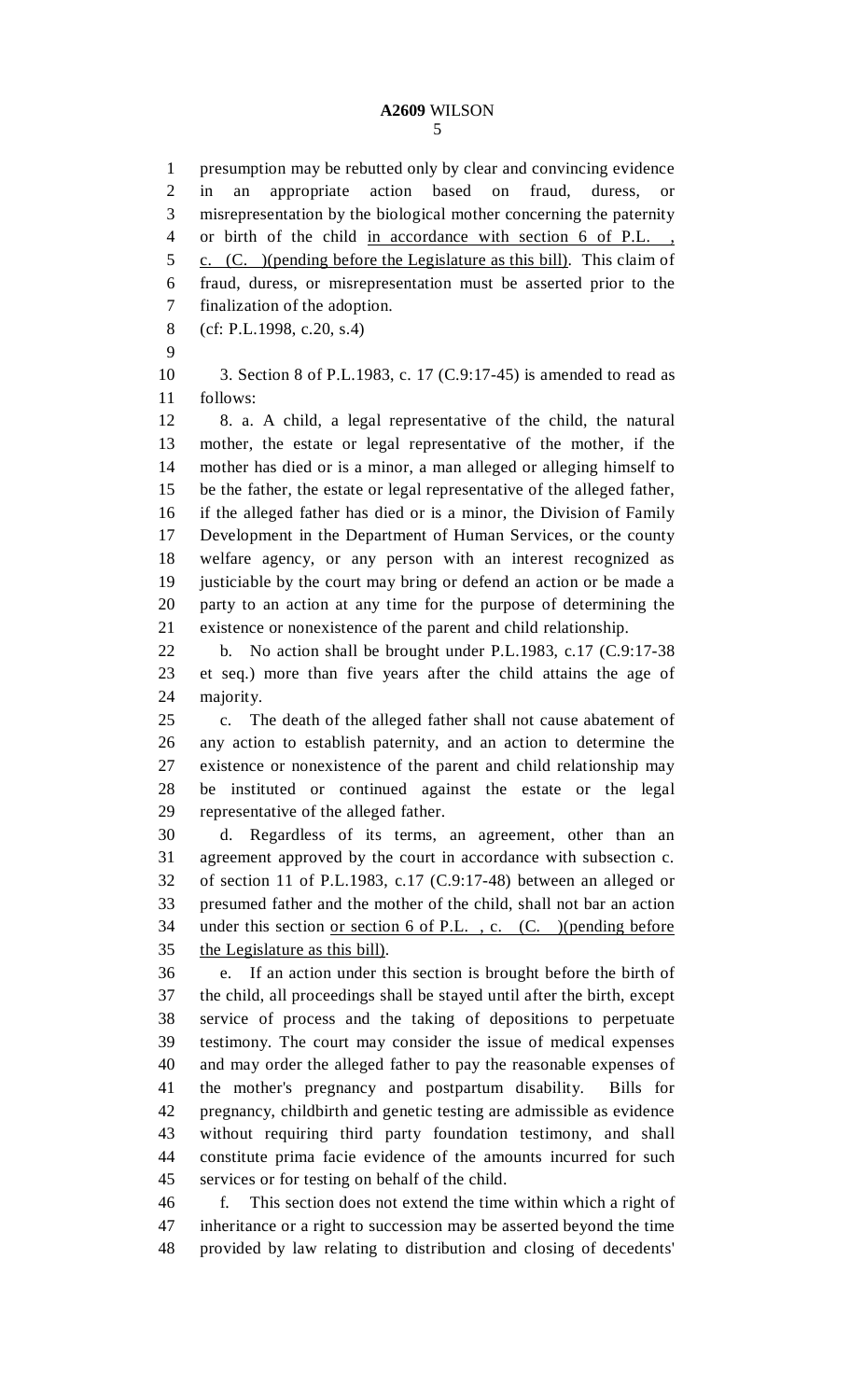presumption may be rebutted only by clear and convincing evidence in an appropriate action based on fraud, duress, or misrepresentation by the biological mother concerning the paternity or birth of the child <u>in accordance with section 6 of P.L. , c. (C. )(pending before the Legislature as this bill)</u>. This claim of fraud, duress, or misrepresentation must be asserted prior to the finalization of the adoption.

(cf: P.L.1998, c.20, s.4)

3. Section 8 of P.L.1983, c. 17 (C.9:17-45) is amended to read as follows:

8. a. A child, a legal representative of the child, the natural mother, the estate or legal representative of the mother, if the mother has died or is a minor, a man alleged or alleging himself to be the father, the estate or legal representative of the alleged father, if the alleged father has died or is a minor, the Division of Family Development in the Department of Human Services, or the county welfare agency, or any person with an interest recognized as justiciable by the court may bring or defend an action or be made a party to an action at any time for the purpose of determining the existence or nonexistence of the parent and child relationship.

b. No action shall be brought under P.L.1983, c.17 (C.9:17-38 et seq.) more than five years after the child attains the age of majority.

c. The death of the alleged father shall not cause abatement of any action to establish paternity, and an action to determine the existence or nonexistence of the parent and child relationship may be instituted or continued against the estate or the legal representative of the alleged father.

d. Regardless of its terms, an agreement, other than an agreement approved by the court in accordance with subsection c. of section 11 of P.L.1983, c.17 (C.9:17-48) between an alleged or presumed father and the mother of the child, shall not bar an action under this section <u>or section 6 of P.L. , c. (C. )(pending before the Legislature as this bill)</u>.

e. If an action under this section is brought before the birth of the child, all proceedings shall be stayed until after the birth, except service of process and the taking of depositions to perpetuate testimony. The court may consider the issue of medical expenses and may order the alleged father to pay the reasonable expenses of the mother's pregnancy and postpartum disability. Bills for pregnancy, childbirth and genetic testing are admissible as evidence without requiring third party foundation testimony, and shall constitute prima facie evidence of the amounts incurred for such services or for testing on behalf of the child.

f. This section does not extend the time within which a right of inheritance or a right to succession may be asserted beyond the time provided by law relating to distribution and closing of decedents'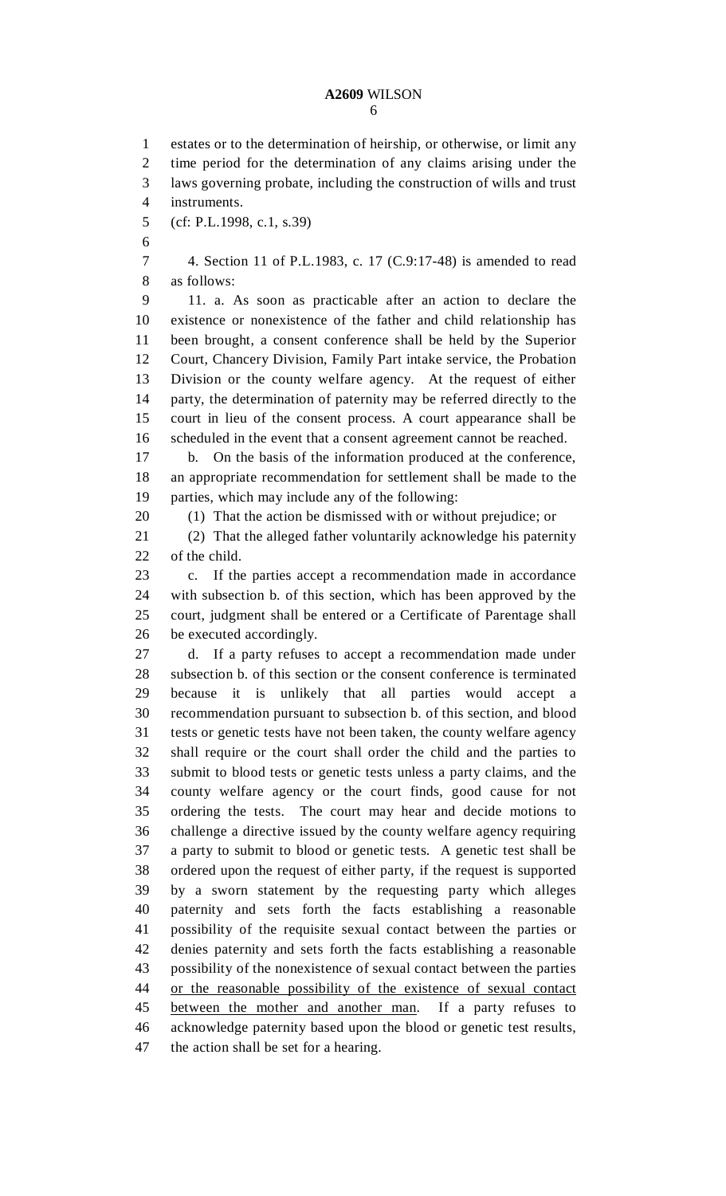estates or to the determination of heirship, or otherwise, or limit any time period for the determination of any claims arising under the laws governing probate, including the construction of wills and trust instruments.

(cf: P.L.1998, c.1, s.39)

4. Section 11 of P.L.1983, c. 17 (C.9:17-48) is amended to read as follows:

11. a. As soon as practicable after an action to declare the existence or nonexistence of the father and child relationship has been brought, a consent conference shall be held by the Superior Court, Chancery Division, Family Part intake service, the Probation Division or the county welfare agency. At the request of either party, the determination of paternity may be referred directly to the court in lieu of the consent process. A court appearance shall be scheduled in the event that a consent agreement cannot be reached.

b. On the basis of the information produced at the conference, an appropriate recommendation for settlement shall be made to the parties, which may include any of the following:

(1) That the action be dismissed with or without prejudice; or

(2) That the alleged father voluntarily acknowledge his paternity of the child.

c. If the parties accept a recommendation made in accordance with subsection b. of this section, which has been approved by the court, judgment shall be entered or a Certificate of Parentage shall be executed accordingly.

d. If a party refuses to accept a recommendation made under subsection b. of this section or the consent conference is terminated because it is unlikely that all parties would accept a recommendation pursuant to subsection b. of this section, and blood tests or genetic tests have not been taken, the county welfare agency shall require or the court shall order the child and the parties to submit to blood tests or genetic tests unless a party claims, and the county welfare agency or the court finds, good cause for not ordering the tests. The court may hear and decide motions to challenge a directive issued by the county welfare agency requiring a party to submit to blood or genetic tests. A genetic test shall be ordered upon the request of either party, if the request is supported by a sworn statement by the requesting party which alleges paternity and sets forth the facts establishing a reasonable possibility of the requisite sexual contact between the parties or denies paternity and sets forth the facts establishing a reasonable possibility of the nonexistence of sexual contact between the parties <u>or the reasonable possibility of the existence of sexual contact between the mother and another man</u>. If a party refuses to acknowledge paternity based upon the blood or genetic test results, the action shall be set for a hearing.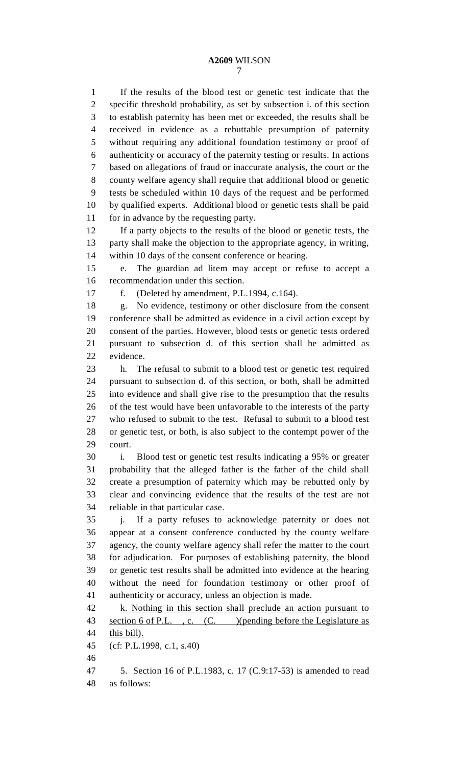If the results of the blood test or genetic test indicate that the specific threshold probability, as set by subsection i. of this section to establish paternity has been met or exceeded, the results shall be received in evidence as a rebuttable presumption of paternity without requiring any additional foundation testimony or proof of authenticity or accuracy of the paternity testing or results. In actions based on allegations of fraud or inaccurate analysis, the court or the county welfare agency shall require that additional blood or genetic tests be scheduled within 10 days of the request and be performed by qualified experts. Additional blood or genetic tests shall be paid for in advance by the requesting party.

If a party objects to the results of the blood or genetic tests, the party shall make the objection to the appropriate agency, in writing, within 10 days of the consent conference or hearing.

e. The guardian ad litem may accept or refuse to accept a recommendation under this section.

f. (Deleted by amendment, P.L.1994, c.164).

g. No evidence, testimony or other disclosure from the consent conference shall be admitted as evidence in a civil action except by consent of the parties. However, blood tests or genetic tests ordered pursuant to subsection d. of this section shall be admitted as evidence.

h. The refusal to submit to a blood test or genetic test required pursuant to subsection d. of this section, or both, shall be admitted into evidence and shall give rise to the presumption that the results of the test would have been unfavorable to the interests of the party who refused to submit to the test. Refusal to submit to a blood test or genetic test, or both, is also subject to the contempt power of the court.

i. Blood test or genetic test results indicating a 95% or greater probability that the alleged father is the father of the child shall create a presumption of paternity which may be rebutted only by clear and convincing evidence that the results of the test are not reliable in that particular case.

j. If a party refuses to acknowledge paternity or does not appear at a consent conference conducted by the county welfare agency, the county welfare agency shall refer the matter to the court for adjudication. For purposes of establishing paternity, the blood or genetic test results shall be admitted into evidence at the hearing without the need for foundation testimony or other proof of authenticity or accuracy, unless an objection is made.

<u>k. Nothing in this section shall preclude an action pursuant to section 6 of P.L. , c. (C. )(pending before the Legislature as this bill).</u>

(cf: P.L.1998, c.1, s.40)

5. Section 16 of P.L.1983, c. 17 (C.9:17-53) is amended to read as follows: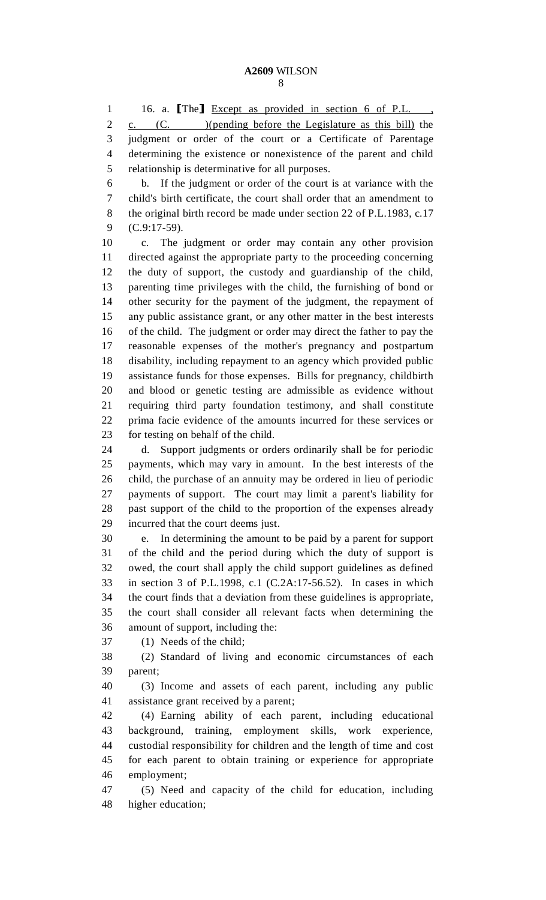16. a. [The] Except as provided in section 6 of P.L. , c. (C. )(pending before the Legislature as this bill) the judgment or order of the court or a Certificate of Parentage determining the existence or nonexistence of the parent and child relationship is determinative for all purposes.

b. If the judgment or order of the court is at variance with the child's birth certificate, the court shall order that an amendment to the original birth record be made under section 22 of P.L.1983, c.17 (C.9:17-59).

c. The judgment or order may contain any other provision directed against the appropriate party to the proceeding concerning the duty of support, the custody and guardianship of the child, parenting time privileges with the child, the furnishing of bond or other security for the payment of the judgment, the repayment of any public assistance grant, or any other matter in the best interests of the child. The judgment or order may direct the father to pay the reasonable expenses of the mother's pregnancy and postpartum disability, including repayment to an agency which provided public assistance funds for those expenses. Bills for pregnancy, childbirth and blood or genetic testing are admissible as evidence without requiring third party foundation testimony, and shall constitute prima facie evidence of the amounts incurred for these services or for testing on behalf of the child.

d. Support judgments or orders ordinarily shall be for periodic payments, which may vary in amount. In the best interests of the child, the purchase of an annuity may be ordered in lieu of periodic payments of support. The court may limit a parent's liability for past support of the child to the proportion of the expenses already incurred that the court deems just.

e. In determining the amount to be paid by a parent for support of the child and the period during which the duty of support is owed, the court shall apply the child support guidelines as defined in section 3 of P.L.1998, c.1 (C.2A:17-56.52). In cases in which the court finds that a deviation from these guidelines is appropriate, the court shall consider all relevant facts when determining the amount of support, including the:

(1) Needs of the child;

(2) Standard of living and economic circumstances of each parent;

(3) Income and assets of each parent, including any public assistance grant received by a parent;

(4) Earning ability of each parent, including educational background, training, employment skills, work experience, custodial responsibility for children and the length of time and cost for each parent to obtain training or experience for appropriate employment;

(5) Need and capacity of the child for education, including higher education;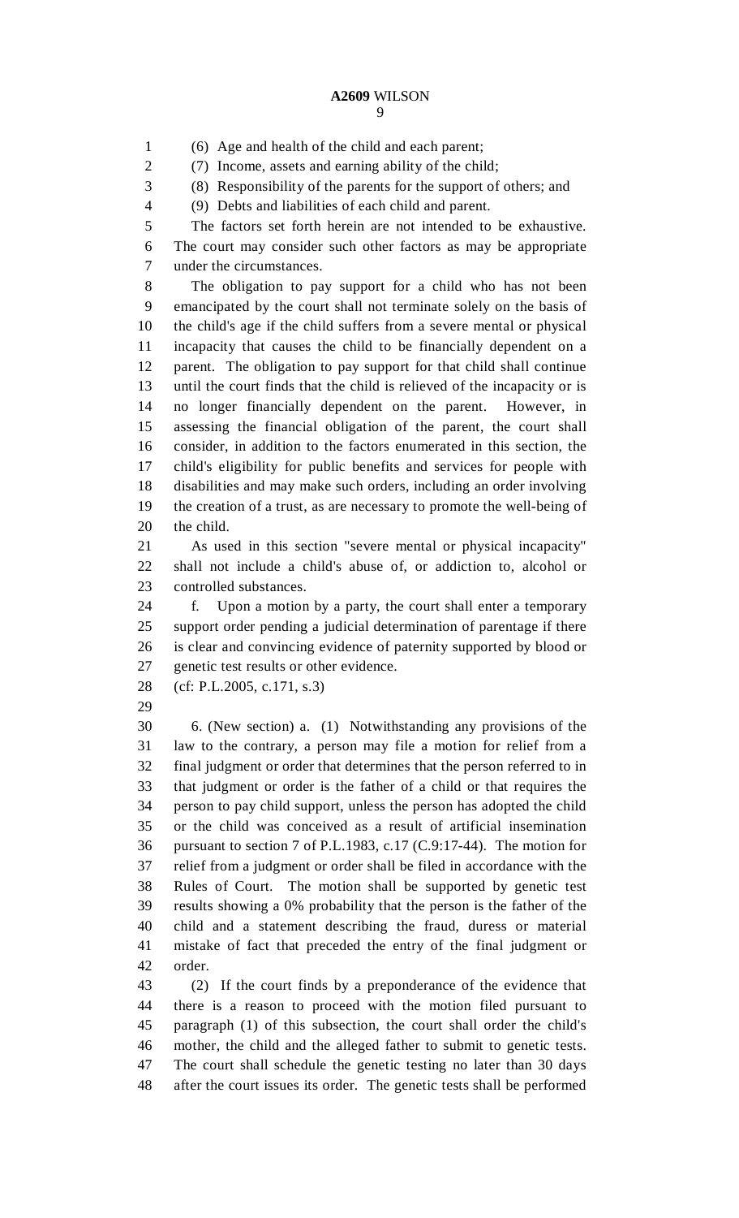(6) Age and health of the child and each parent;

(7) Income, assets and earning ability of the child;

(8) Responsibility of the parents for the support of others; and

(9) Debts and liabilities of each child and parent.

The factors set forth herein are not intended to be exhaustive. The court may consider such other factors as may be appropriate under the circumstances.

The obligation to pay support for a child who has not been emancipated by the court shall not terminate solely on the basis of the child's age if the child suffers from a severe mental or physical incapacity that causes the child to be financially dependent on a parent. The obligation to pay support for that child shall continue until the court finds that the child is relieved of the incapacity or is no longer financially dependent on the parent. However, in assessing the financial obligation of the parent, the court shall consider, in addition to the factors enumerated in this section, the child's eligibility for public benefits and services for people with disabilities and may make such orders, including an order involving the creation of a trust, as are necessary to promote the well-being of the child.

As used in this section "severe mental or physical incapacity" shall not include a child's abuse of, or addiction to, alcohol or controlled substances.

f. Upon a motion by a party, the court shall enter a temporary support order pending a judicial determination of parentage if there is clear and convincing evidence of paternity supported by blood or genetic test results or other evidence.

(cf: P.L.2005, c.171, s.3)

6. (New section) a. (1) Notwithstanding any provisions of the law to the contrary, a person may file a motion for relief from a final judgment or order that determines that the person referred to in that judgment or order is the father of a child or that requires the person to pay child support, unless the person has adopted the child or the child was conceived as a result of artificial insemination pursuant to section 7 of P.L.1983, c.17 (C.9:17-44). The motion for relief from a judgment or order shall be filed in accordance with the Rules of Court. The motion shall be supported by genetic test results showing a 0% probability that the person is the father of the child and a statement describing the fraud, duress or material mistake of fact that preceded the entry of the final judgment or order.

(2) If the court finds by a preponderance of the evidence that there is a reason to proceed with the motion filed pursuant to paragraph (1) of this subsection, the court shall order the child's mother, the child and the alleged father to submit to genetic tests. The court shall schedule the genetic testing no later than 30 days after the court issues its order. The genetic tests shall be performed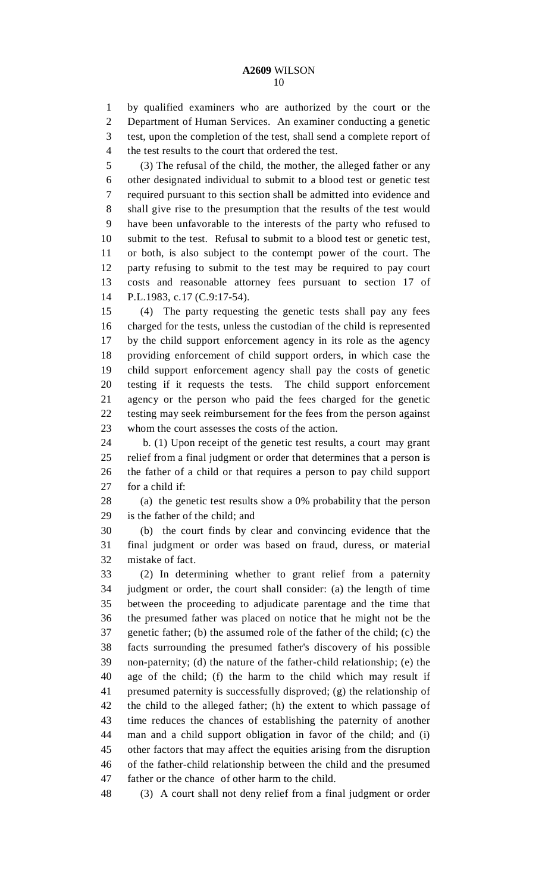by qualified examiners who are authorized by the court or the Department of Human Services. An examiner conducting a genetic test, upon the completion of the test, shall send a complete report of the test results to the court that ordered the test.

(3) The refusal of the child, the mother, the alleged father or any other designated individual to submit to a blood test or genetic test required pursuant to this section shall be admitted into evidence and shall give rise to the presumption that the results of the test would have been unfavorable to the interests of the party who refused to submit to the test. Refusal to submit to a blood test or genetic test, or both, is also subject to the contempt power of the court. The party refusing to submit to the test may be required to pay court costs and reasonable attorney fees pursuant to section 17 of P.L.1983, c.17 (C.9:17-54).

(4) The party requesting the genetic tests shall pay any fees charged for the tests, unless the custodian of the child is represented by the child support enforcement agency in its role as the agency providing enforcement of child support orders, in which case the child support enforcement agency shall pay the costs of genetic testing if it requests the tests. The child support enforcement agency or the person who paid the fees charged for the genetic testing may seek reimbursement for the fees from the person against whom the court assesses the costs of the action.

b. (1) Upon receipt of the genetic test results, a court may grant relief from a final judgment or order that determines that a person is the father of a child or that requires a person to pay child support for a child if:

(a) the genetic test results show a 0% probability that the person is the father of the child; and

(b) the court finds by clear and convincing evidence that the final judgment or order was based on fraud, duress, or material mistake of fact.

(2) In determining whether to grant relief from a paternity judgment or order, the court shall consider: (a) the length of time between the proceeding to adjudicate parentage and the time that the presumed father was placed on notice that he might not be the genetic father; (b) the assumed role of the father of the child; (c) the facts surrounding the presumed father's discovery of his possible non-paternity; (d) the nature of the father-child relationship; (e) the age of the child; (f) the harm to the child which may result if presumed paternity is successfully disproved; (g) the relationship of the child to the alleged father; (h) the extent to which passage of time reduces the chances of establishing the paternity of another man and a child support obligation in favor of the child; and (i) other factors that may affect the equities arising from the disruption of the father-child relationship between the child and the presumed father or the chance of other harm to the child.

(3) A court shall not deny relief from a final judgment or order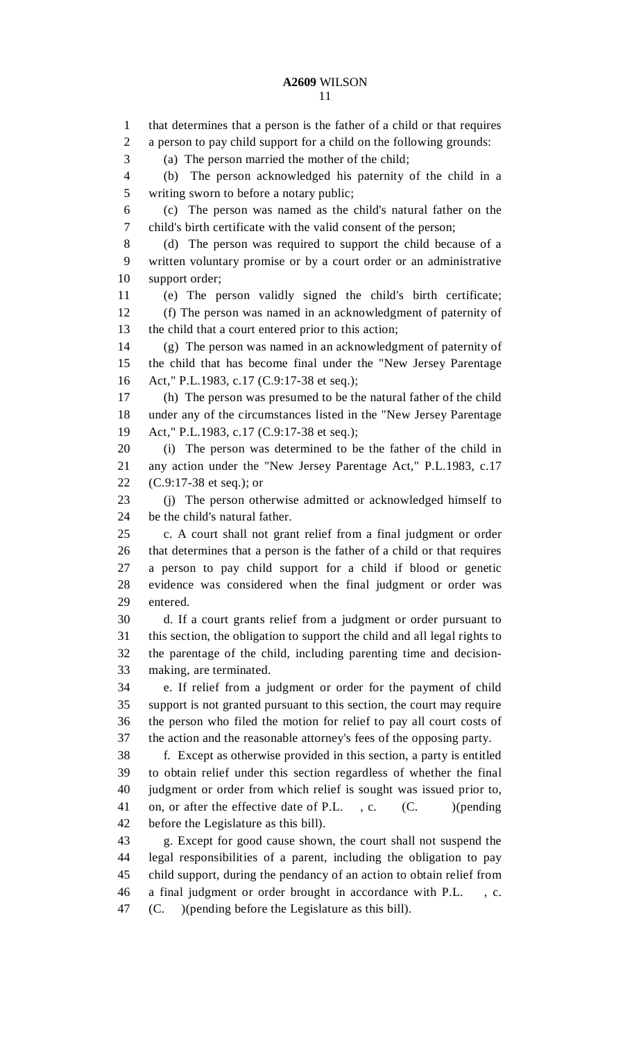that determines that a person is the father of a child or that requires a person to pay child support for a child on the following grounds:

(a) The person married the mother of the child;

(b) The person acknowledged his paternity of the child in a writing sworn to before a notary public;

(c) The person was named as the child's natural father on the child's birth certificate with the valid consent of the person;

(d) The person was required to support the child because of a written voluntary promise or by a court order or an administrative support order;

(e) The person validly signed the child's birth certificate;

(f) The person was named in an acknowledgment of paternity of the child that a court entered prior to this action;

(g) The person was named in an acknowledgment of paternity of the child that has become final under the "New Jersey Parentage Act," P.L.1983, c.17 (C.9:17-38 et seq.);

(h) The person was presumed to be the natural father of the child under any of the circumstances listed in the "New Jersey Parentage Act," P.L.1983, c.17 (C.9:17-38 et seq.);

(i) The person was determined to be the father of the child in any action under the "New Jersey Parentage Act," P.L.1983, c.17 (C.9:17-38 et seq.); or

(j) The person otherwise admitted or acknowledged himself to be the child's natural father.

c. A court shall not grant relief from a final judgment or order that determines that a person is the father of a child or that requires a person to pay child support for a child if blood or genetic evidence was considered when the final judgment or order was entered.

d. If a court grants relief from a judgment or order pursuant to this section, the obligation to support the child and all legal rights to the parentage of the child, including parenting time and decision-making, are terminated.

e. If relief from a judgment or order for the payment of child support is not granted pursuant to this section, the court may require the person who filed the motion for relief to pay all court costs of the action and the reasonable attorney's fees of the opposing party.

f. Except as otherwise provided in this section, a party is entitled to obtain relief under this section regardless of whether the final judgment or order from which relief is sought was issued prior to, on, or after the effective date of P.L. , c. (C. )(pending before the Legislature as this bill).

g. Except for good cause shown, the court shall not suspend the legal responsibilities of a parent, including the obligation to pay child support, during the pendancy of an action to obtain relief from a final judgment or order brought in accordance with P.L. , c. (C. )(pending before the Legislature as this bill).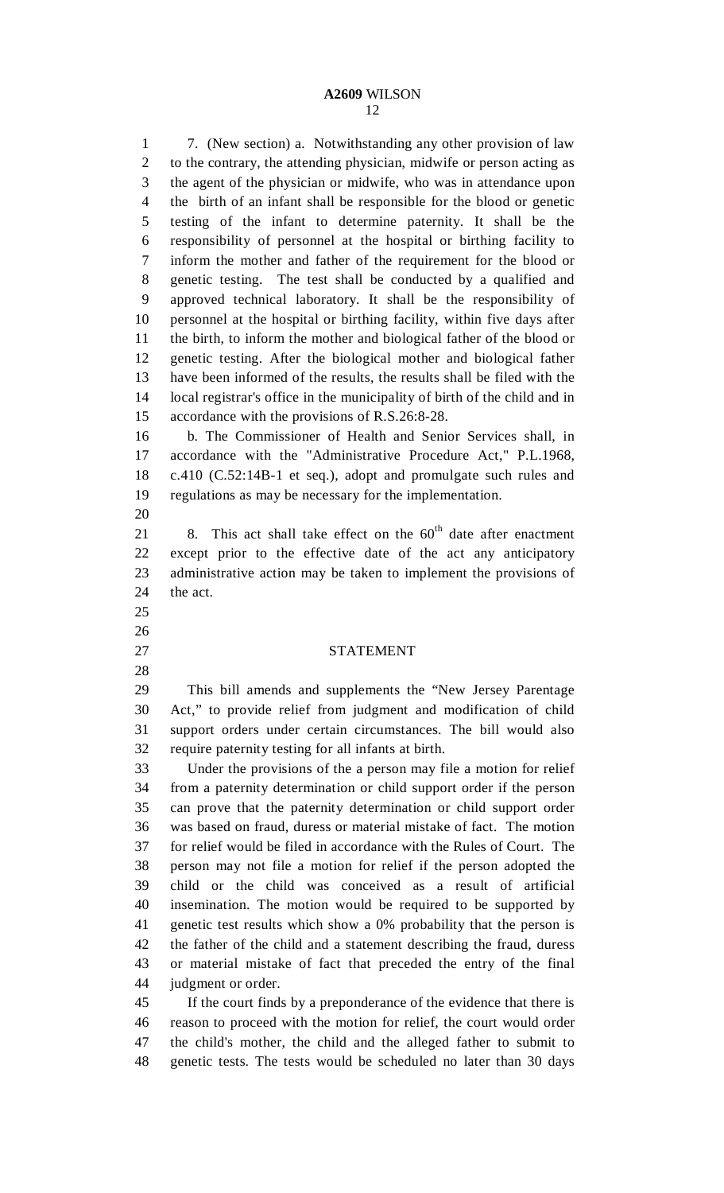7. (New section) a. Notwithstanding any other provision of law to the contrary, the attending physician, midwife or person acting as the agent of the physician or midwife, who was in attendance upon the birth of an infant shall be responsible for the blood or genetic testing of the infant to determine paternity. It shall be the responsibility of personnel at the hospital or birthing facility to inform the mother and father of the requirement for the blood or genetic testing. The test shall be conducted by a qualified and approved technical laboratory. It shall be the responsibility of personnel at the hospital or birthing facility, within five days after the birth, to inform the mother and biological father of the blood or genetic testing. After the biological mother and biological father have been informed of the results, the results shall be filed with the local registrar's office in the municipality of birth of the child and in accordance with the provisions of R.S.26:8-28.

b. The Commissioner of Health and Senior Services shall, in accordance with the "Administrative Procedure Act," P.L.1968, c.410 (C.52:14B-1 et seq.), adopt and promulgate such rules and regulations as may be necessary for the implementation.

8. This act shall take effect on the 60th date after enactment except prior to the effective date of the act any anticipatory administrative action may be taken to implement the provisions of the act.

## STATEMENT

This bill amends and supplements the "New Jersey Parentage Act," to provide relief from judgment and modification of child support orders under certain circumstances. The bill would also require paternity testing for all infants at birth.

Under the provisions of the a person may file a motion for relief from a paternity determination or child support order if the person can prove that the paternity determination or child support order was based on fraud, duress or material mistake of fact. The motion for relief would be filed in accordance with the Rules of Court. The person may not file a motion for relief if the person adopted the child or the child was conceived as a result of artificial insemination. The motion would be required to be supported by genetic test results which show a 0% probability that the person is the father of the child and a statement describing the fraud, duress or material mistake of fact that preceded the entry of the final judgment or order.

If the court finds by a preponderance of the evidence that there is reason to proceed with the motion for relief, the court would order the child's mother, the child and the alleged father to submit to genetic tests. The tests would be scheduled no later than 30 days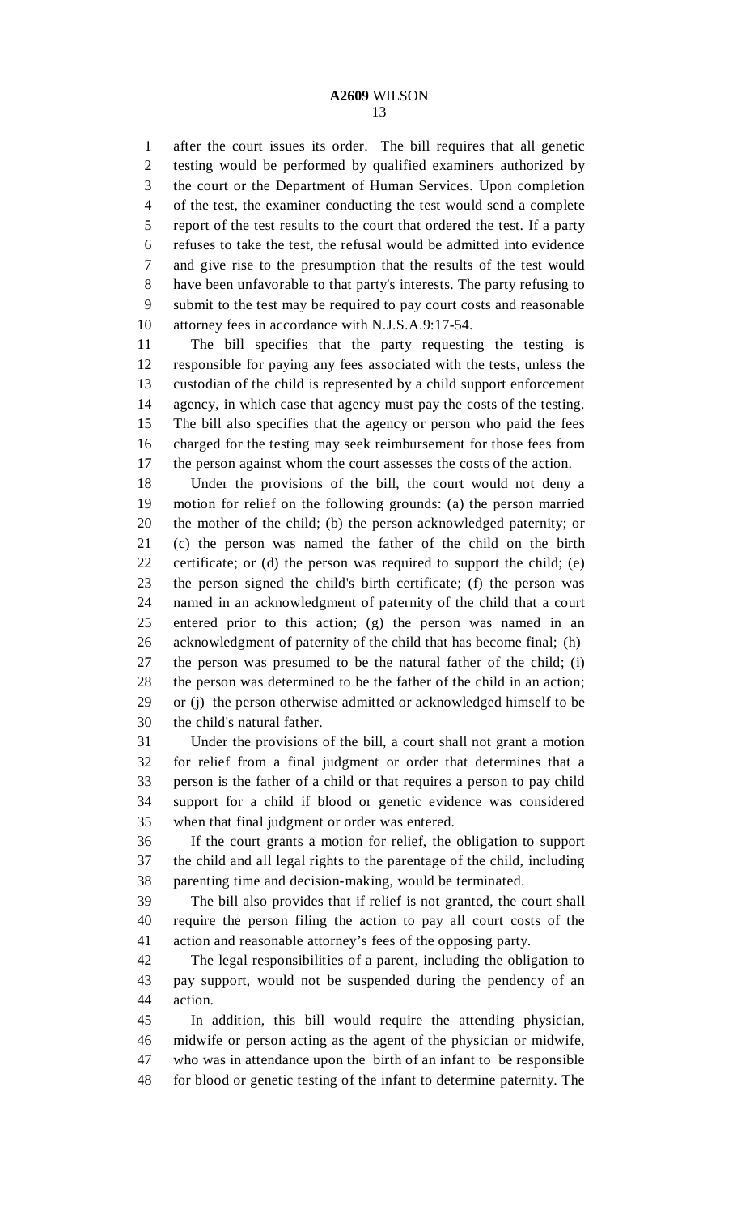after the court issues its order. The bill requires that all genetic testing would be performed by qualified examiners authorized by the court or the Department of Human Services. Upon completion of the test, the examiner conducting the test would send a complete report of the test results to the court that ordered the test. If a party refuses to take the test, the refusal would be admitted into evidence and give rise to the presumption that the results of the test would have been unfavorable to that party's interests. The party refusing to submit to the test may be required to pay court costs and reasonable attorney fees in accordance with N.J.S.A.9:17-54.

The bill specifies that the party requesting the testing is responsible for paying any fees associated with the tests, unless the custodian of the child is represented by a child support enforcement agency, in which case that agency must pay the costs of the testing. The bill also specifies that the agency or person who paid the fees charged for the testing may seek reimbursement for those fees from the person against whom the court assesses the costs of the action.

Under the provisions of the bill, the court would not deny a motion for relief on the following grounds: (a) the person married the mother of the child; (b) the person acknowledged paternity; or (c) the person was named the father of the child on the birth certificate; or (d) the person was required to support the child; (e) the person signed the child's birth certificate; (f) the person was named in an acknowledgment of paternity of the child that a court entered prior to this action; (g) the person was named in an acknowledgment of paternity of the child that has become final; (h) the person was presumed to be the natural father of the child; (i) the person was determined to be the father of the child in an action; or (j) the person otherwise admitted or acknowledged himself to be the child's natural father.

Under the provisions of the bill, a court shall not grant a motion for relief from a final judgment or order that determines that a person is the father of a child or that requires a person to pay child support for a child if blood or genetic evidence was considered when that final judgment or order was entered.

If the court grants a motion for relief, the obligation to support the child and all legal rights to the parentage of the child, including parenting time and decision-making, would be terminated.

The bill also provides that if relief is not granted, the court shall require the person filing the action to pay all court costs of the action and reasonable attorney's fees of the opposing party.

The legal responsibilities of a parent, including the obligation to pay support, would not be suspended during the pendency of an action.

In addition, this bill would require the attending physician, midwife or person acting as the agent of the physician or midwife, who was in attendance upon the birth of an infant to be responsible for blood or genetic testing of the infant to determine paternity. The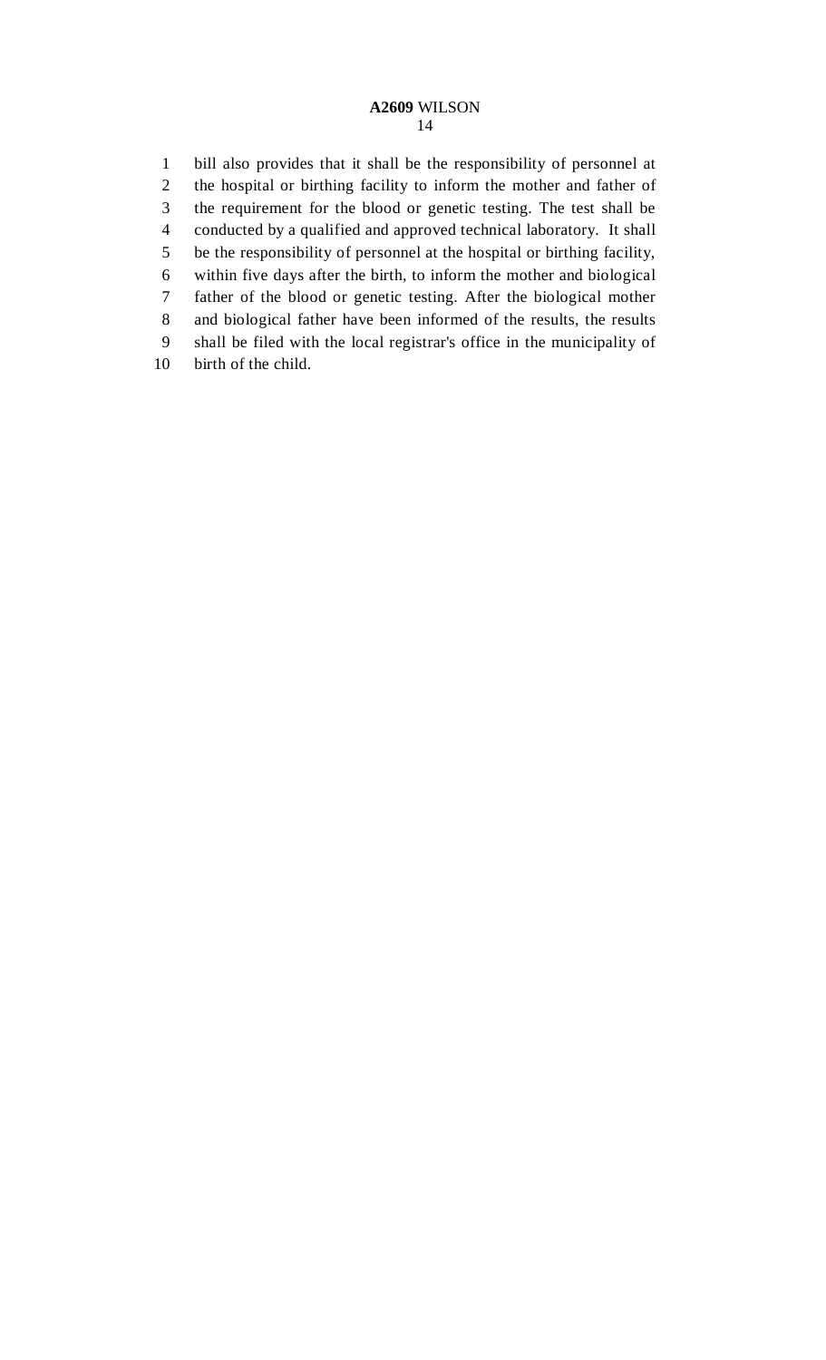bill also provides that it shall be the responsibility of personnel at the hospital or birthing facility to inform the mother and father of the requirement for the blood or genetic testing. The test shall be conducted by a qualified and approved technical laboratory. It shall be the responsibility of personnel at the hospital or birthing facility, within five days after the birth, to inform the mother and biological father of the blood or genetic testing. After the biological mother and biological father have been informed of the results, the results shall be filed with the local registrar's office in the municipality of birth of the child.